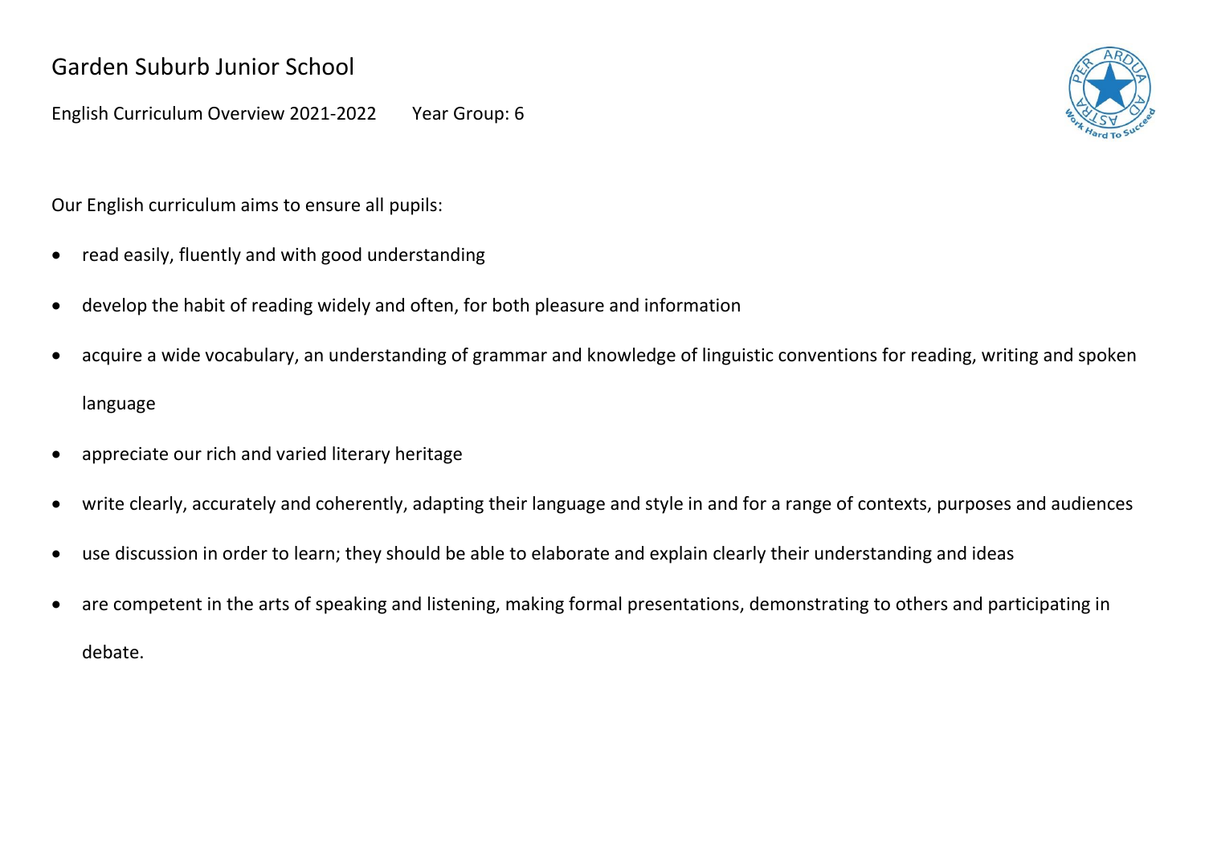# Garden Suburb Junior School

English Curriculum Overview 2021-2022 Year Group: 6

Our English curriculum aims to ensure all pupils:

- read easily, fluently and with good understanding
- develop the habit of reading widely and often, for both pleasure and information
- acquire a wide vocabulary, an understanding of grammar and knowledge of linguistic conventions for reading, writing and spoken language
- appreciate our rich and varied literary heritage
- write clearly, accurately and coherently, adapting their language and style in and for a range of contexts, purposes and audiences
- use discussion in order to learn; they should be able to elaborate and explain clearly their understanding and ideas
- are competent in the arts of speaking and listening, making formal presentations, demonstrating to others and participating in debate.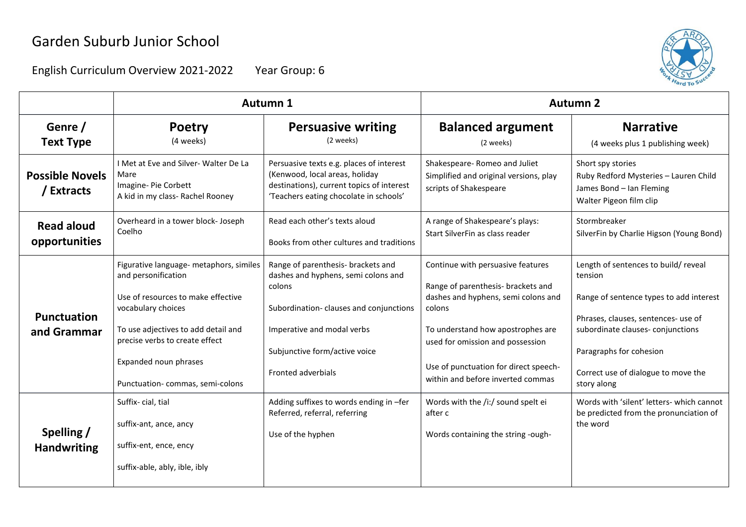# Garden Suburb Junior School

English Curriculum Overview 2021-2022 Year Group: 6

| | **Autumn 1** | | **Autumn 2** | |
|---|---|---|---|---|
| **Genre / Text Type** | **Poetry** (4 weeks) | **Persuasive writing** (2 weeks) | **Balanced argument** (2 weeks) | **Narrative** (4 weeks plus 1 publishing week) |
| **Possible Novels / Extracts** | I Met at Eve and Silver- Walter De La Mare<br>Imagine- Pie Corbett<br>A kid in my class- Rachel Rooney | Persuasive texts e.g. places of interest (Kenwood, local areas, holiday destinations), current topics of interest 'Teachers eating chocolate in schools' | Shakespeare- Romeo and Juliet<br>Simplified and original versions, play scripts of Shakespeare | Short spy stories<br>Ruby Redford Mysteries – Lauren Child<br>James Bond – Ian Fleming<br>Walter Pigeon film clip |
| **Read aloud opportunities** | Overheard in a tower block- Joseph Coelho | Read each other's texts aloud<br><br>Books from other cultures and traditions | A range of Shakespeare's plays:<br>Start SilverFin as class reader | Stormbreaker<br>SilverFin by Charlie Higson (Young Bond) |
| **Punctuation and Grammar** | Figurative language- metaphors, similes and personification<br><br>Use of resources to make effective vocabulary choices<br><br>To use adjectives to add detail and precise verbs to create effect<br><br>Expanded noun phrases<br><br>Punctuation- commas, semi-colons | Range of parenthesis- brackets and dashes and hyphens, semi colons and colons<br><br>Subordination- clauses and conjunctions<br><br>Imperative and modal verbs<br><br>Subjunctive form/active voice<br><br>Fronted adverbials | Continue with persuasive features<br><br>Range of parenthesis- brackets and dashes and hyphens, semi colons and colons<br><br>To understand how apostrophes are used for omission and possession<br><br>Use of punctuation for direct speech- within and before inverted commas | Length of sentences to build/ reveal tension<br><br>Range of sentence types to add interest<br><br>Phrases, clauses, sentences- use of subordinate clauses- conjunctions<br><br>Paragraphs for cohesion<br><br>Correct use of dialogue to move the story along |
| **Spelling / Handwriting** | Suffix- cial, tial<br><br>suffix-ant, ance, ancy<br><br>suffix-ent, ence, ency<br><br>suffix-able, ably, ible, ibly | Adding suffixes to words ending in –fer Referred, referral, referring<br><br>Use of the hyphen | Words with the /i:/ sound spelt ei after c<br><br>Words containing the string -ough- | Words with 'silent' letters- which cannot be predicted from the pronunciation of the word |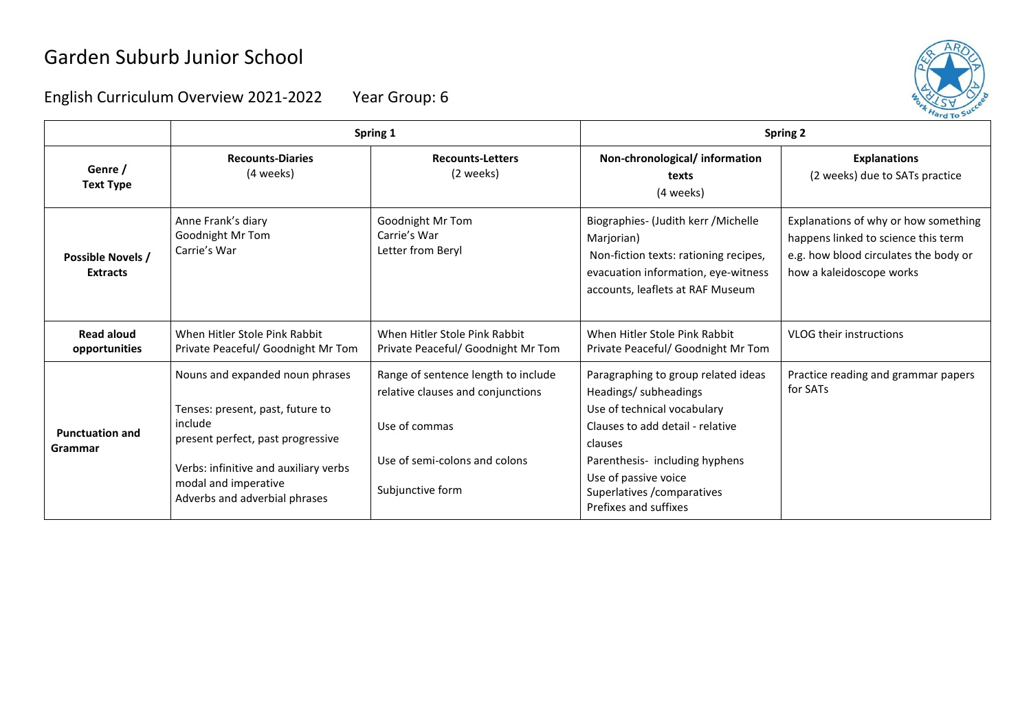# Garden Suburb Junior School

## English Curriculum Overview 2021-2022 Year Group: 6

| | Spring 1 | | Spring 2 | |
|---|---|---|---|---|
| **Genre / Text Type** | **Recounts-Diaries** (4 weeks) | **Recounts-Letters** (2 weeks) | **Non-chronological/ information texts** (4 weeks) | **Explanations** (2 weeks) due to SATs practice |
| **Possible Novels / Extracts** | Anne Frank's diary<br>Goodnight Mr Tom<br>Carrie's War | Goodnight Mr Tom<br>Carrie's War<br>Letter from Beryl | Biographies- (Judith kerr /Michelle Marjorian)<br>Non-fiction texts: rationing recipes, evacuation information, eye-witness accounts, leaflets at RAF Museum | Explanations of why or how something happens linked to science this term e.g. how blood circulates the body or how a kaleidoscope works |
| **Read aloud opportunities** | When Hitler Stole Pink Rabbit<br>Private Peaceful/ Goodnight Mr Tom | When Hitler Stole Pink Rabbit<br>Private Peaceful/ Goodnight Mr Tom | When Hitler Stole Pink Rabbit<br>Private Peaceful/ Goodnight Mr Tom | VLOG their instructions |
| **Punctuation and Grammar** | Nouns and expanded noun phrases<br><br>Tenses: present, past, future to include present perfect, past progressive<br><br>Verbs: infinitive and auxiliary verbs modal and imperative<br>Adverbs and adverbial phrases | Range of sentence length to include relative clauses and conjunctions<br><br>Use of commas<br><br>Use of semi-colons and colons<br><br>Subjunctive form | Paragraphing to group related ideas<br>Headings/ subheadings<br>Use of technical vocabulary<br>Clauses to add detail - relative clauses<br>Parenthesis- including hyphens<br>Use of passive voice<br>Superlatives /comparatives<br>Prefixes and suffixes | Practice reading and grammar papers for SATs |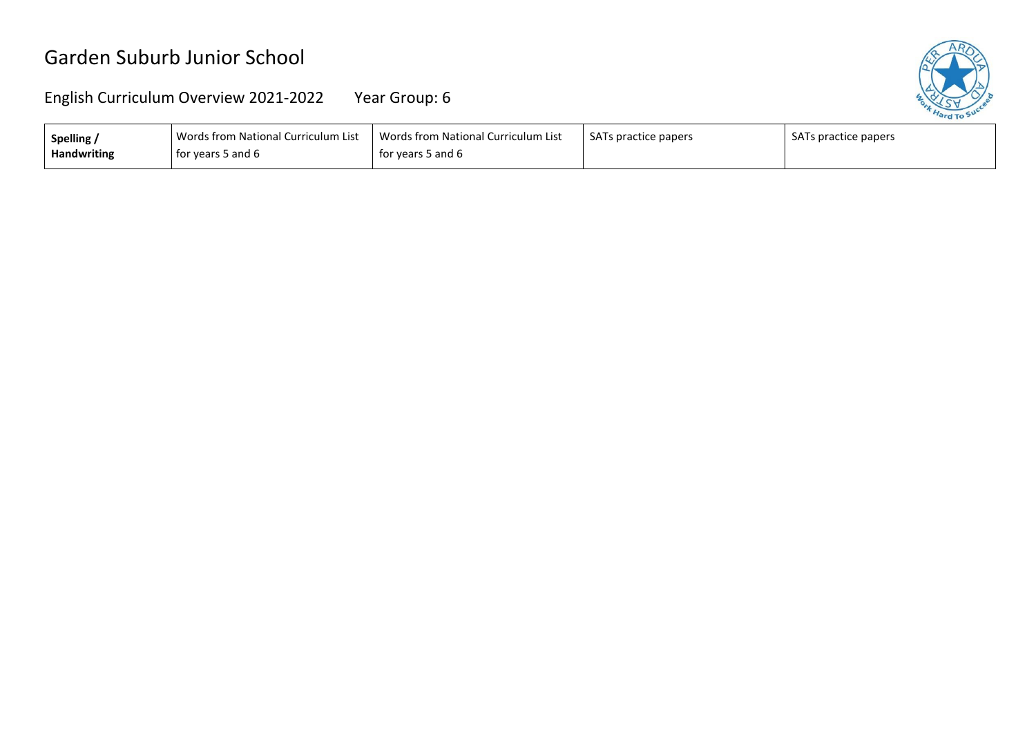# Garden Suburb Junior School

## English Curriculum Overview 2021-2022 Year Group: 6

| **Spelling / Handwriting** | Words from National Curriculum List for years 5 and 6 | Words from National Curriculum List for years 5 and 6 | SATs practice papers | SATs practice papers |
|---|---|---|---|---|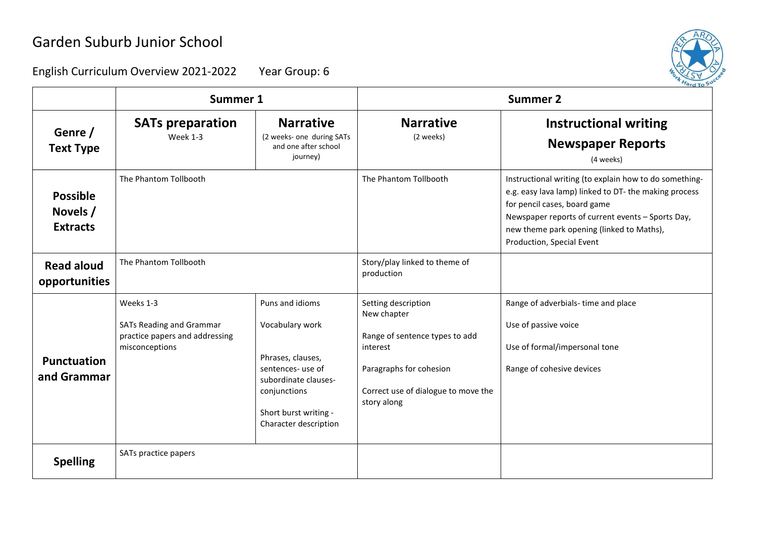# Garden Suburb Junior School

English Curriculum Overview 2021-2022 Year Group: 6

| | Summer 1 | | Summer 2 | |
|---|---|---|---|---|
| **Genre / Text Type** | **SATs preparation** Week 1-3 | **Narrative** (2 weeks- one during SATs and one after school journey) | **Narrative** (2 weeks) | **Instructional writing** **Newspaper Reports** (4 weeks) |
| **Possible Novels / Extracts** | The Phantom Tollbooth | | The Phantom Tollbooth | Instructional writing (to explain how to do something- e.g. easy lava lamp) linked to DT- the making process for pencil cases, board game<br>Newspaper reports of current events – Sports Day, new theme park opening (linked to Maths), Production, Special Event |
| **Read aloud opportunities** | The Phantom Tollbooth | | Story/play linked to theme of production | |
| **Punctuation and Grammar** | Weeks 1-3<br><br>SATs Reading and Grammar practice papers and addressing misconceptions | Puns and idioms<br><br>Vocabulary work<br><br>Phrases, clauses, sentences- use of subordinate clauses- conjunctions<br><br>Short burst writing - Character description | Setting description<br>New chapter<br><br>Range of sentence types to add interest<br><br>Paragraphs for cohesion<br><br>Correct use of dialogue to move the story along | Range of adverbials- time and place<br><br>Use of passive voice<br><br>Use of formal/impersonal tone<br><br>Range of cohesive devices |
| **Spelling** | SATs practice papers | | | |